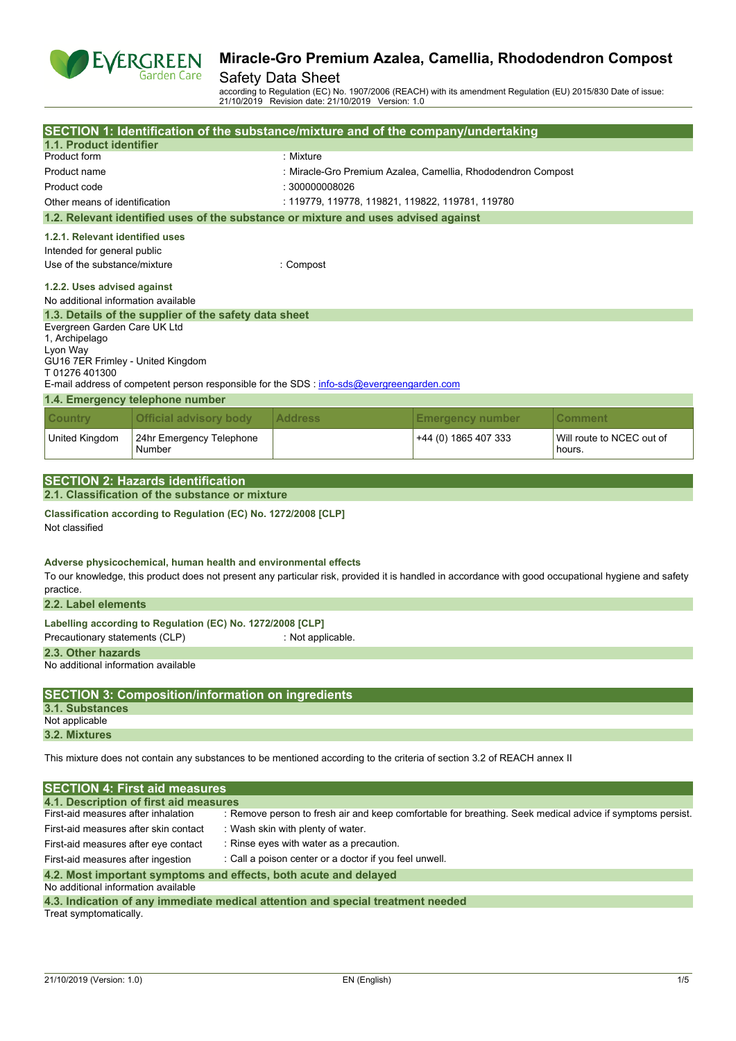# Miracle-Gro Premium Azalea, Camellia, Rhododendron Compost

Safety Data Sheet

according to Regulation (EC) No. 1907/2006 (REACH) with its amendment Regulation (EU) 2015/830 Date of issue: 21/10/2019 Revision date: 21/10/2019 Version: 1.0

## SECTION 1: Identification of the substance/mixture and of the company/undertaking

### 1.1. Product identifier

Product form : Mixture

Product name : Miracle-Gro Premium Azalea, Camellia, Rhododendron Compost

Product code : 300000008026

Other means of identification : 119779, 119778, 119821, 119822, 119781, 119780

### 1.2. Relevant identified uses of the substance or mixture and uses advised against

#### 1.2.1. Relevant identified uses

Intended for general public

Use of the substance/mixture : Compost

#### 1.2.2. Uses advised against

No additional information available

### 1.3. Details of the supplier of the safety data sheet

Evergreen Garden Care UK Ltd
1, Archipelago
Lyon Way
GU16 7ER Frimley - United Kingdom
T 01276 401300

E-mail address of competent person responsible for the SDS : info-sds@evergreengarden.com

### 1.4. Emergency telephone number

| Country | Official advisory body | Address | Emergency number | Comment |
|---|---|---|---|---|
| United Kingdom | 24hr Emergency Telephone Number | | +44 (0) 1865 407 333 | Will route to NCEC out of hours. |

## SECTION 2: Hazards identification

### 2.1. Classification of the substance or mixture

**Classification according to Regulation (EC) No. 1272/2008 [CLP]**

Not classified

**Adverse physicochemical, human health and environmental effects**

To our knowledge, this product does not present any particular risk, provided it is handled in accordance with good occupational hygiene and safety practice.

### 2.2. Label elements

**Labelling according to Regulation (EC) No. 1272/2008 [CLP]**

Precautionary statements (CLP) : Not applicable.

### 2.3. Other hazards

No additional information available

## SECTION 3: Composition/information on ingredients

### 3.1. Substances

Not applicable

### 3.2. Mixtures

This mixture does not contain any substances to be mentioned according to the criteria of section 3.2 of REACH annex II

## SECTION 4: First aid measures

### 4.1. Description of first aid measures

First-aid measures after inhalation : Remove person to fresh air and keep comfortable for breathing. Seek medical advice if symptoms persist.

First-aid measures after skin contact : Wash skin with plenty of water.

First-aid measures after eye contact : Rinse eyes with water as a precaution.

First-aid measures after ingestion : Call a poison center or a doctor if you feel unwell.

### 4.2. Most important symptoms and effects, both acute and delayed

No additional information available

### 4.3. Indication of any immediate medical attention and special treatment needed

Treat symptomatically.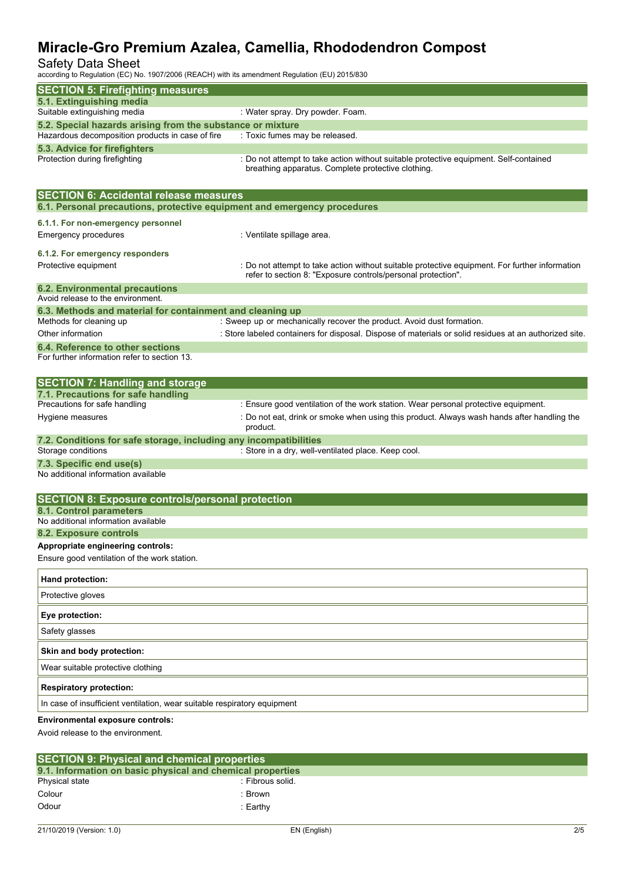## SECTION 5: Firefighting measures

### 5.1. Extinguishing media

| | |
|---|---|
| Suitable extinguishing media | : Water spray. Dry powder. Foam. |

### 5.2. Special hazards arising from the substance or mixture

| | |
|---|---|
| Hazardous decomposition products in case of fire | : Toxic fumes may be released. |

### 5.3. Advice for firefighters

| | |
|---|---|
| Protection during firefighting | : Do not attempt to take action without suitable protective equipment. Self-contained breathing apparatus. Complete protective clothing. |

## SECTION 6: Accidental release measures

### 6.1. Personal precautions, protective equipment and emergency procedures

**6.1.1. For non-emergency personnel**

| | |
|---|---|
| Emergency procedures | : Ventilate spillage area. |

**6.1.2. For emergency responders**

| | |
|---|---|
| Protective equipment | : Do not attempt to take action without suitable protective equipment. For further information refer to section 8: "Exposure controls/personal protection". |

### 6.2. Environmental precautions

Avoid release to the environment.

### 6.3. Methods and material for containment and cleaning up

| | |
|---|---|
| Methods for cleaning up | : Sweep up or mechanically recover the product. Avoid dust formation. |
| Other information | : Store labeled containers for disposal. Dispose of materials or solid residues at an authorized site. |

### 6.4. Reference to other sections

For further information refer to section 13.

## SECTION 7: Handling and storage

### 7.1. Precautions for safe handling

| | |
|---|---|
| Precautions for safe handling | : Ensure good ventilation of the work station. Wear personal protective equipment. |
| Hygiene measures | : Do not eat, drink or smoke when using this product. Always wash hands after handling the product. |

### 7.2. Conditions for safe storage, including any incompatibilities

| | |
|---|---|
| Storage conditions | : Store in a dry, well-ventilated place. Keep cool. |

### 7.3. Specific end use(s)

No additional information available

## SECTION 8: Exposure controls/personal protection

### 8.1. Control parameters

No additional information available

### 8.2. Exposure controls

**Appropriate engineering controls:**

Ensure good ventilation of the work station.

**Hand protection:**

Protective gloves

**Eye protection:**

Safety glasses

**Skin and body protection:**

Wear suitable protective clothing

**Respiratory protection:**

In case of insufficient ventilation, wear suitable respiratory equipment

**Environmental exposure controls:**

Avoid release to the environment.

## SECTION 9: Physical and chemical properties

### 9.1. Information on basic physical and chemical properties

| | |
|---|---|
| Physical state | : Fibrous solid. |
| Colour | : Brown |
| Odour | : Earthy |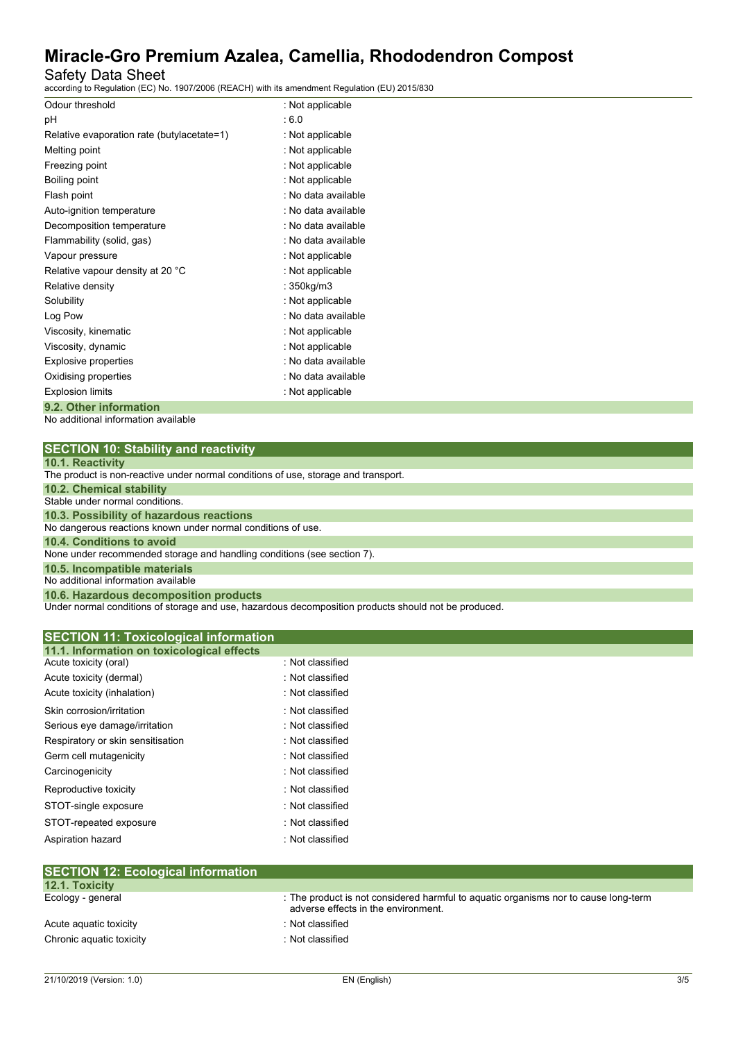| | |
|---|---|
| Odour threshold | : Not applicable |
| pH | : 6.0 |
| Relative evaporation rate (butylacetate=1) | : Not applicable |
| Melting point | : Not applicable |
| Freezing point | : Not applicable |
| Boiling point | : Not applicable |
| Flash point | : No data available |
| Auto-ignition temperature | : No data available |
| Decomposition temperature | : No data available |
| Flammability (solid, gas) | : No data available |
| Vapour pressure | : Not applicable |
| Relative vapour density at 20 °C | : Not applicable |
| Relative density | : 350kg/m3 |
| Solubility | : Not applicable |
| Log Pow | : No data available |
| Viscosity, kinematic | : Not applicable |
| Viscosity, dynamic | : Not applicable |
| Explosive properties | : No data available |
| Oxidising properties | : No data available |
| Explosion limits | : Not applicable |

### 9.2. Other information

No additional information available

## SECTION 10: Stability and reactivity

### 10.1. Reactivity

The product is non-reactive under normal conditions of use, storage and transport.

### 10.2. Chemical stability

Stable under normal conditions.

### 10.3. Possibility of hazardous reactions

No dangerous reactions known under normal conditions of use.

### 10.4. Conditions to avoid

None under recommended storage and handling conditions (see section 7).

### 10.5. Incompatible materials

No additional information available

### 10.6. Hazardous decomposition products

Under normal conditions of storage and use, hazardous decomposition products should not be produced.

## SECTION 11: Toxicological information

### 11.1. Information on toxicological effects

| | |
|---|---|
| Acute toxicity (oral) | : Not classified |
| Acute toxicity (dermal) | : Not classified |
| Acute toxicity (inhalation) | : Not classified |
| Skin corrosion/irritation | : Not classified |
| Serious eye damage/irritation | : Not classified |
| Respiratory or skin sensitisation | : Not classified |
| Germ cell mutagenicity | : Not classified |
| Carcinogenicity | : Not classified |
| Reproductive toxicity | : Not classified |
| STOT-single exposure | : Not classified |
| STOT-repeated exposure | : Not classified |
| Aspiration hazard | : Not classified |

## SECTION 12: Ecological information

### 12.1. Toxicity

| | |
|---|---|
| Ecology - general | : The product is not considered harmful to aquatic organisms nor to cause long-term adverse effects in the environment. |
| Acute aquatic toxicity | : Not classified |
| Chronic aquatic toxicity | : Not classified |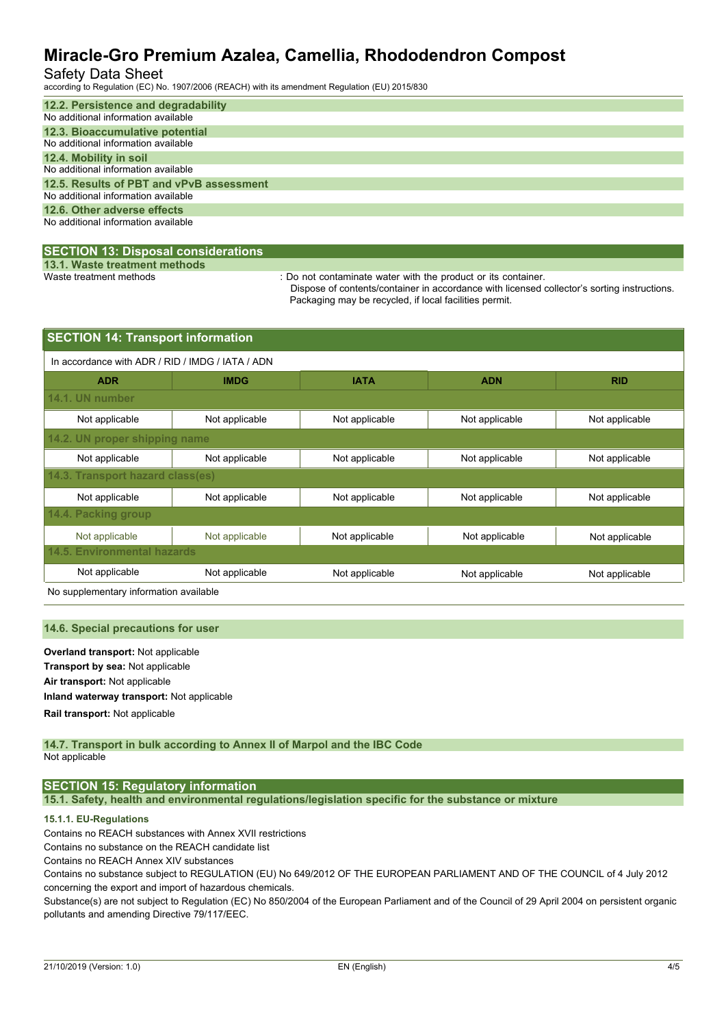### 12.2. Persistence and degradability

No additional information available

### 12.3. Bioaccumulative potential

No additional information available

### 12.4. Mobility in soil

No additional information available

### 12.5. Results of PBT and vPvB assessment

No additional information available

### 12.6. Other adverse effects

No additional information available

## SECTION 13: Disposal considerations

### 13.1. Waste treatment methods

Waste treatment methods : Do not contaminate water with the product or its container. Dispose of contents/container in accordance with licensed collector's sorting instructions. Packaging may be recycled, if local facilities permit.

## SECTION 14: Transport information

In accordance with ADR / RID / IMDG / IATA / ADN

| ADR | IMDG | IATA | ADN | RID |
|---|---|---|---|---|
| **14.1. UN number** | | | | |
| Not applicable | Not applicable | Not applicable | Not applicable | Not applicable |
| **14.2. UN proper shipping name** | | | | |
| Not applicable | Not applicable | Not applicable | Not applicable | Not applicable |
| **14.3. Transport hazard class(es)** | | | | |
| Not applicable | Not applicable | Not applicable | Not applicable | Not applicable |
| **14.4. Packing group** | | | | |
| Not applicable | Not applicable | Not applicable | Not applicable | Not applicable |
| **14.5. Environmental hazards** | | | | |
| Not applicable | Not applicable | Not applicable | Not applicable | Not applicable |

No supplementary information available

### 14.6. Special precautions for user

**Overland transport:** Not applicable

**Transport by sea:** Not applicable

**Air transport:** Not applicable

**Inland waterway transport:** Not applicable

**Rail transport:** Not applicable

### 14.7. Transport in bulk according to Annex II of Marpol and the IBC Code

Not applicable

## SECTION 15: Regulatory information

### 15.1. Safety, health and environmental regulations/legislation specific for the substance or mixture

#### 15.1.1. EU-Regulations

Contains no REACH substances with Annex XVII restrictions

Contains no substance on the REACH candidate list

Contains no REACH Annex XIV substances

Contains no substance subject to REGULATION (EU) No 649/2012 OF THE EUROPEAN PARLIAMENT AND OF THE COUNCIL of 4 July 2012 concerning the export and import of hazardous chemicals.

Substance(s) are not subject to Regulation (EC) No 850/2004 of the European Parliament and of the Council of 29 April 2004 on persistent organic pollutants and amending Directive 79/117/EEC.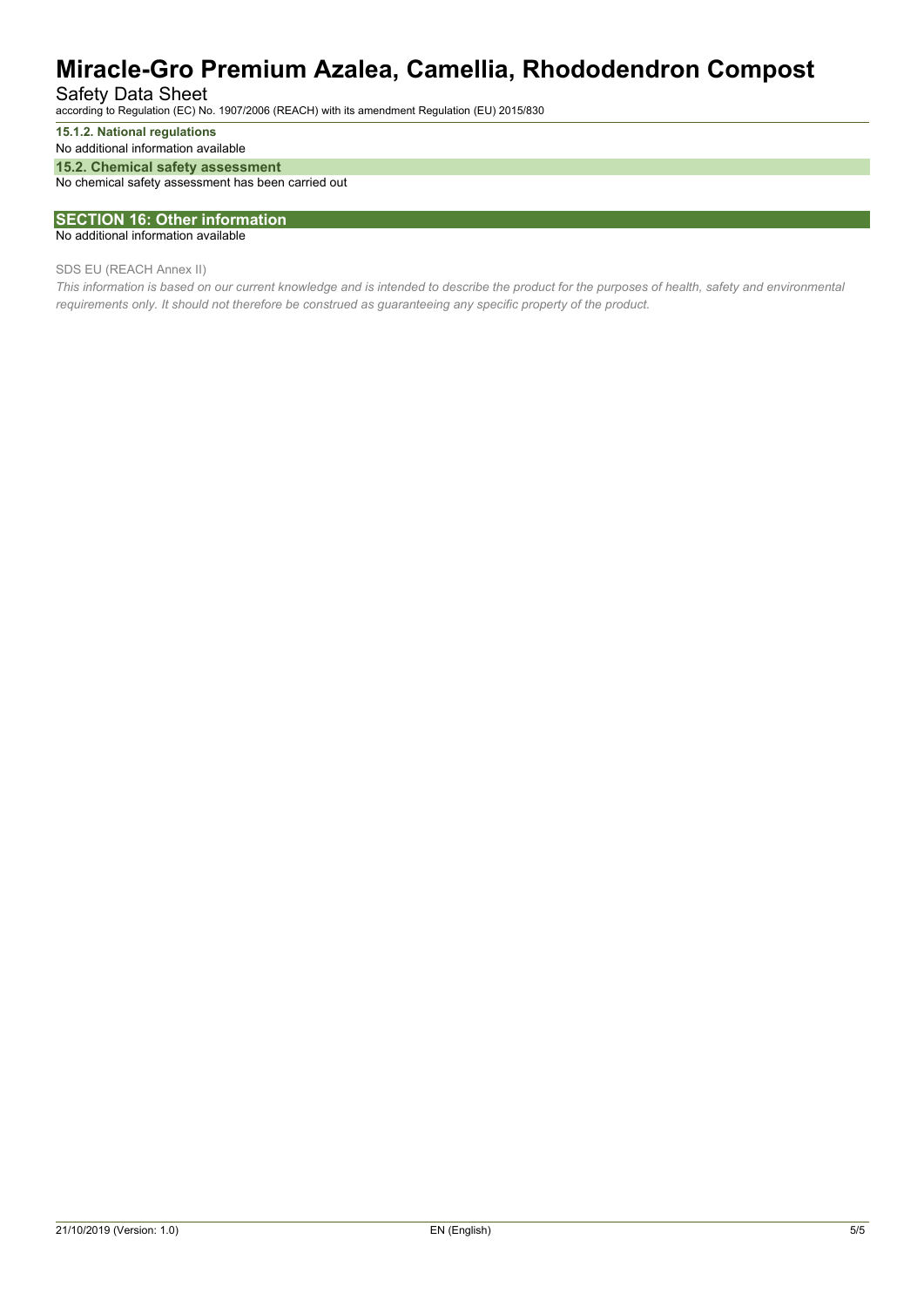#### 15.1.2. National regulations

No additional information available

### 15.2. Chemical safety assessment

No chemical safety assessment has been carried out

## SECTION 16: Other information

No additional information available

SDS EU (REACH Annex II)

*This information is based on our current knowledge and is intended to describe the product for the purposes of health, safety and environmental requirements only. It should not therefore be construed as guaranteeing any specific property of the product.*